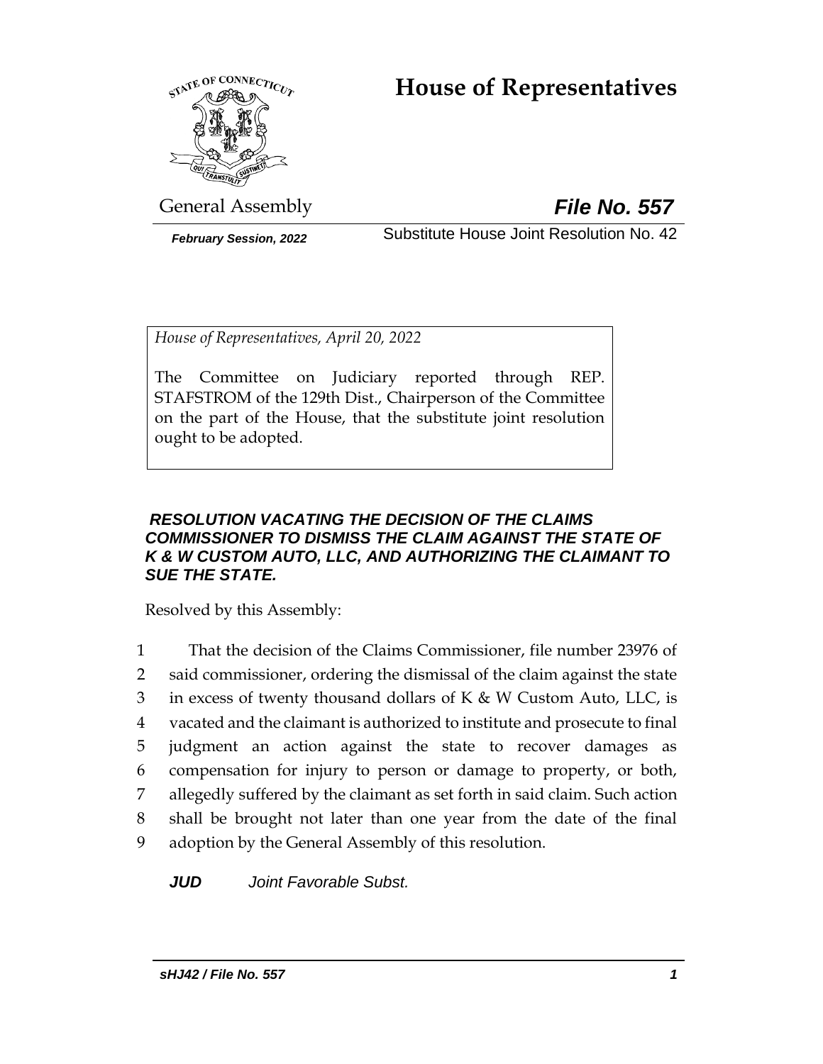# House of Representatives

General Assembly

***File No. 557***

***February Session, 2022***

Substitute House Joint Resolution No. 42

*House of Representatives, April 20, 2022*

The Committee on Judiciary reported through REP. STAFSTROM of the 129th Dist., Chairperson of the Committee on the part of the House, that the substitute joint resolution ought to be adopted.

***RESOLUTION VACATING THE DECISION OF THE CLAIMS COMMISSIONER TO DISMISS THE CLAIM AGAINST THE STATE OF K & W CUSTOM AUTO, LLC, AND AUTHORIZING THE CLAIMANT TO SUE THE STATE.***

Resolved by this Assembly:

1 That the decision of the Claims Commissioner, file number 23976 of
2 said commissioner, ordering the dismissal of the claim against the state
3 in excess of twenty thousand dollars of K & W Custom Auto, LLC, is
4 vacated and the claimant is authorized to institute and prosecute to final
5 judgment an action against the state to recover damages as
6 compensation for injury to person or damage to property, or both,
7 allegedly suffered by the claimant as set forth in said claim. Such action
8 shall be brought not later than one year from the date of the final
9 adoption by the General Assembly of this resolution.

***JUD*** *Joint Favorable Subst.*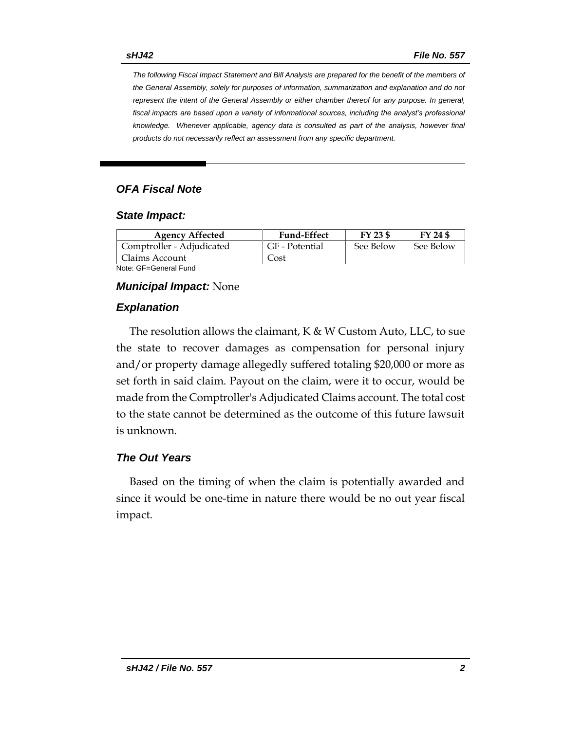*The following Fiscal Impact Statement and Bill Analysis are prepared for the benefit of the members of the General Assembly, solely for purposes of information, summarization and explanation and do not represent the intent of the General Assembly or either chamber thereof for any purpose. In general, fiscal impacts are based upon a variety of informational sources, including the analyst's professional knowledge. Whenever applicable, agency data is consulted as part of the analysis, however final products do not necessarily reflect an assessment from any specific department.*

## OFA Fiscal Note

### State Impact:

| Agency Affected | Fund-Effect | FY 23 $ | FY 24 $ |
|---|---|---|---|
| Comptroller - Adjudicated Claims Account | GF - Potential Cost | See Below | See Below |

Note: GF=General Fund

### Municipal Impact: None

### Explanation

The resolution allows the claimant, K & W Custom Auto, LLC, to sue the state to recover damages as compensation for personal injury and/or property damage allegedly suffered totaling $20,000 or more as set forth in said claim. Payout on the claim, were it to occur, would be made from the Comptroller's Adjudicated Claims account. The total cost to the state cannot be determined as the outcome of this future lawsuit is unknown.

### The Out Years

Based on the timing of when the claim is potentially awarded and since it would be one-time in nature there would be no out year fiscal impact.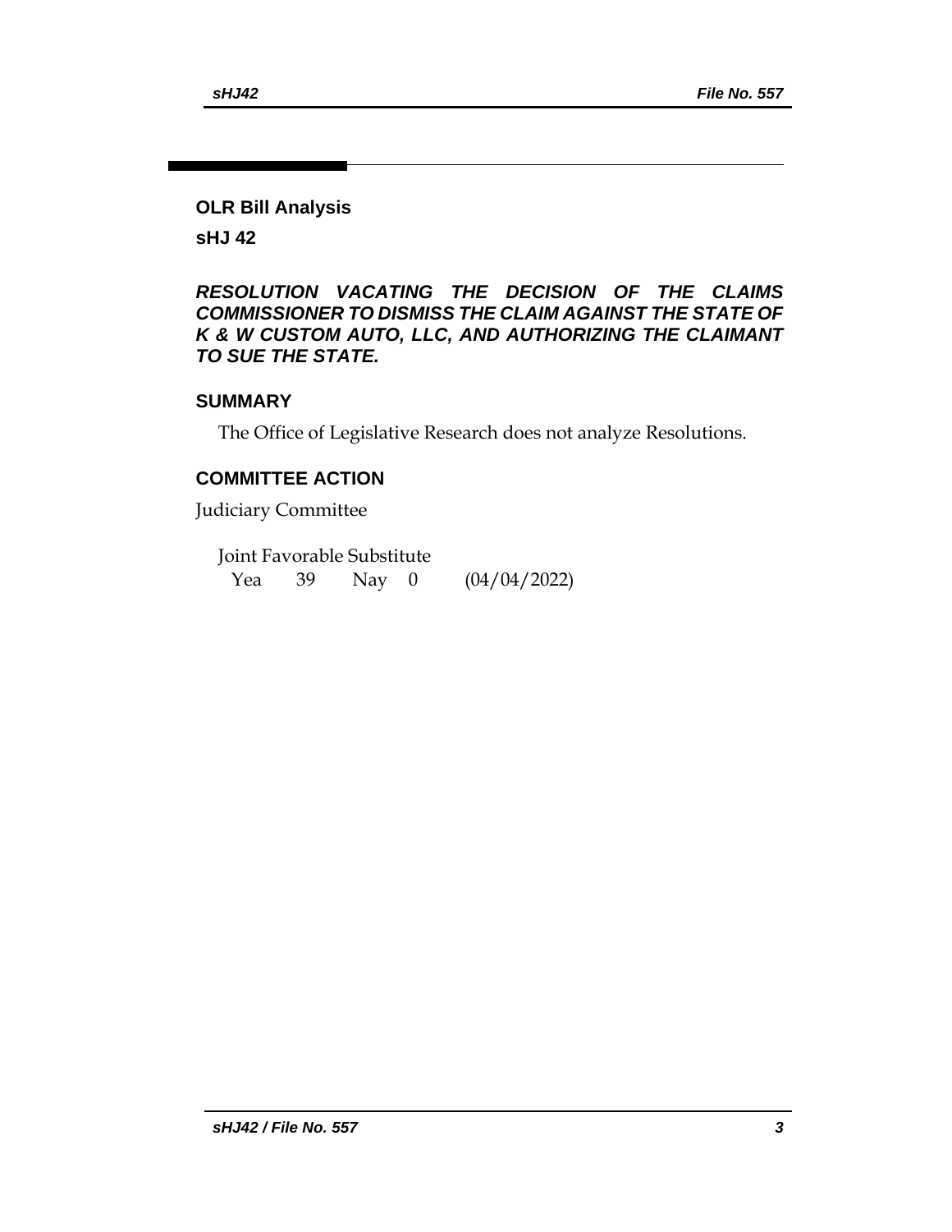## OLR Bill Analysis

**sHJ 42**

***RESOLUTION VACATING THE DECISION OF THE CLAIMS COMMISSIONER TO DISMISS THE CLAIM AGAINST THE STATE OF K & W CUSTOM AUTO, LLC, AND AUTHORIZING THE CLAIMANT TO SUE THE STATE.***

### SUMMARY

The Office of Legislative Research does not analyze Resolutions.

### COMMITTEE ACTION

Judiciary Committee

| | | | | |
|---|---|---|---|---|
| Joint Favorable Substitute | | | | |
| Yea | 39 | Nay | 0 | (04/04/2022) |